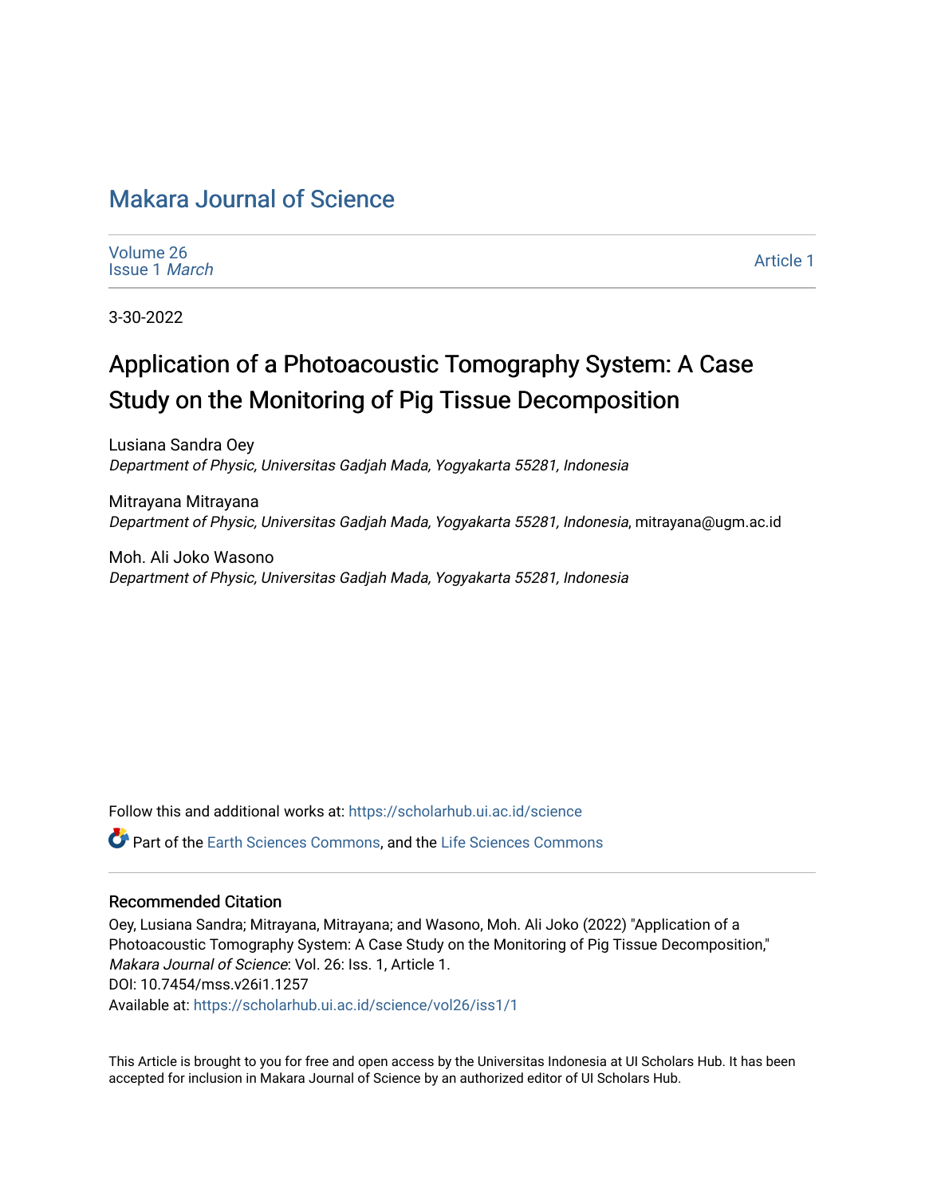# Makara Journal of Science

Volume 26
Issue 1 *March*

Article 1

3-30-2022

## Application of a Photoacoustic Tomography System: A Case Study on the Monitoring of Pig Tissue Decomposition

Lusiana Sandra Oey
*Department of Physic, Universitas Gadjah Mada, Yogyakarta 55281, Indonesia*

Mitrayana Mitrayana
*Department of Physic, Universitas Gadjah Mada, Yogyakarta 55281, Indonesia*, mitrayana@ugm.ac.id

Moh. Ali Joko Wasono
*Department of Physic, Universitas Gadjah Mada, Yogyakarta 55281, Indonesia*

Follow this and additional works at: https://scholarhub.ui.ac.id/science

Part of the Earth Sciences Commons, and the Life Sciences Commons

### Recommended Citation

Oey, Lusiana Sandra; Mitrayana, Mitrayana; and Wasono, Moh. Ali Joko (2022) "Application of a Photoacoustic Tomography System: A Case Study on the Monitoring of Pig Tissue Decomposition," *Makara Journal of Science*: Vol. 26: Iss. 1, Article 1.
DOI: 10.7454/mss.v26i1.1257
Available at: https://scholarhub.ui.ac.id/science/vol26/iss1/1

This Article is brought to you for free and open access by the Universitas Indonesia at UI Scholars Hub. It has been accepted for inclusion in Makara Journal of Science by an authorized editor of UI Scholars Hub.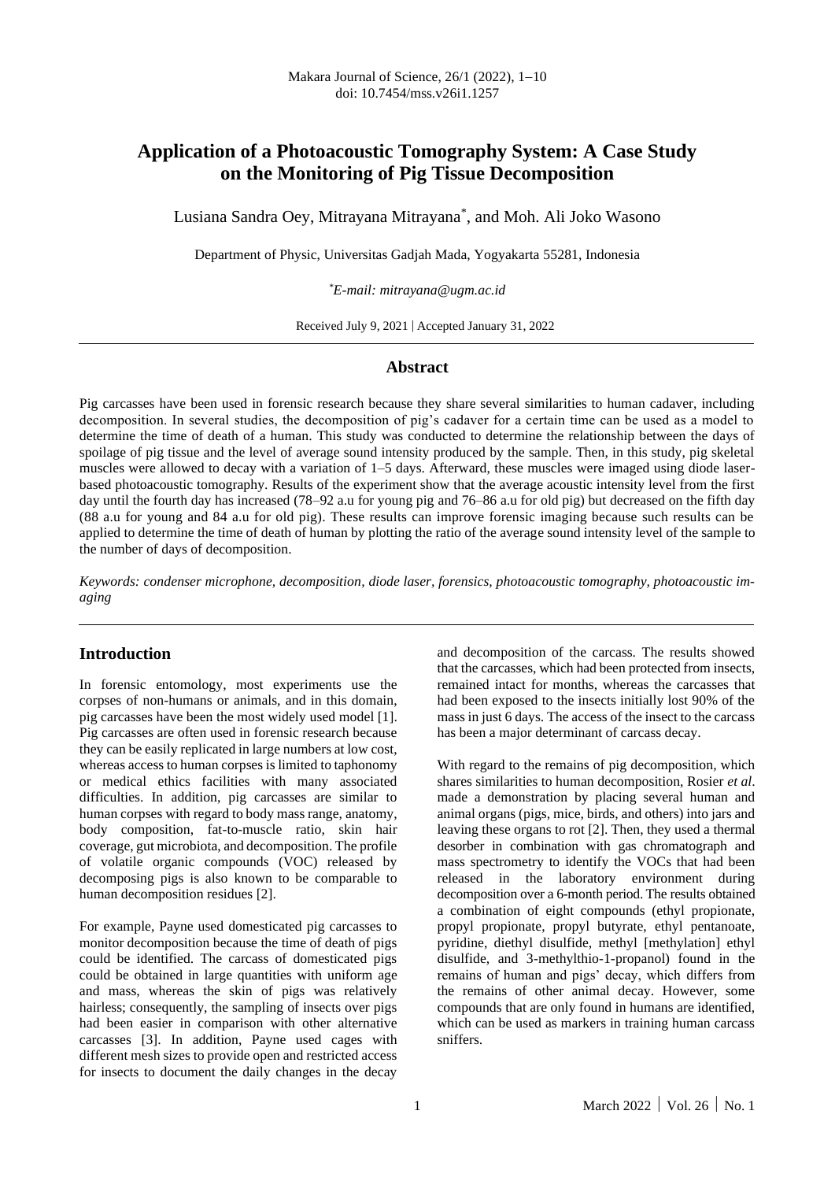# Application of a Photoacoustic Tomography System: A Case Study on the Monitoring of Pig Tissue Decomposition

Lusiana Sandra Oey, Mitrayana Mitrayana*, and Moh. Ali Joko Wasono

Department of Physic, Universitas Gadjah Mada, Yogyakarta 55281, Indonesia

**E-mail: mitrayana@ugm.ac.id*

Received July 9, 2021 | Accepted January 31, 2022

## Abstract

Pig carcasses have been used in forensic research because they share several similarities to human cadaver, including decomposition. In several studies, the decomposition of pig's cadaver for a certain time can be used as a model to determine the time of death of a human. This study was conducted to determine the relationship between the days of spoilage of pig tissue and the level of average sound intensity produced by the sample. Then, in this study, pig skeletal muscles were allowed to decay with a variation of 1–5 days. Afterward, these muscles were imaged using diode laser-based photoacoustic tomography. Results of the experiment show that the average acoustic intensity level from the first day until the fourth day has increased (78–92 a.u for young pig and 76–86 a.u for old pig) but decreased on the fifth day (88 a.u for young and 84 a.u for old pig). These results can improve forensic imaging because such results can be applied to determine the time of death of human by plotting the ratio of the average sound intensity level of the sample to the number of days of decomposition.

*Keywords: condenser microphone, decomposition, diode laser, forensics, photoacoustic tomography, photoacoustic imaging*

## Introduction

In forensic entomology, most experiments use the corpses of non-humans or animals, and in this domain, pig carcasses have been the most widely used model [1]. Pig carcasses are often used in forensic research because they can be easily replicated in large numbers at low cost, whereas access to human corpses is limited to taphonomy or medical ethics facilities with many associated difficulties. In addition, pig carcasses are similar to human corpses with regard to body mass range, anatomy, body composition, fat-to-muscle ratio, skin hair coverage, gut microbiota, and decomposition. The profile of volatile organic compounds (VOC) released by decomposing pigs is also known to be comparable to human decomposition residues [2].

For example, Payne used domesticated pig carcasses to monitor decomposition because the time of death of pigs could be identified. The carcass of domesticated pigs could be obtained in large quantities with uniform age and mass, whereas the skin of pigs was relatively hairless; consequently, the sampling of insects over pigs had been easier in comparison with other alternative carcasses [3]. In addition, Payne used cages with different mesh sizes to provide open and restricted access for insects to document the daily changes in the decay and decomposition of the carcass. The results showed that the carcasses, which had been protected from insects, remained intact for months, whereas the carcasses that had been exposed to the insects initially lost 90% of the mass in just 6 days. The access of the insect to the carcass has been a major determinant of carcass decay.

With regard to the remains of pig decomposition, which shares similarities to human decomposition, Rosier *et al*. made a demonstration by placing several human and animal organs (pigs, mice, birds, and others) into jars and leaving these organs to rot [2]. Then, they used a thermal desorber in combination with gas chromatograph and mass spectrometry to identify the VOCs that had been released in the laboratory environment during decomposition over a 6-month period. The results obtained a combination of eight compounds (ethyl propionate, propyl propionate, propyl butyrate, ethyl pentanoate, pyridine, diethyl disulfide, methyl [methylation] ethyl disulfide, and 3-methylthio-1-propanol) found in the remains of human and pigs' decay, which differs from the remains of other animal decay. However, some compounds that are only found in humans are identified, which can be used as markers in training human carcass sniffers.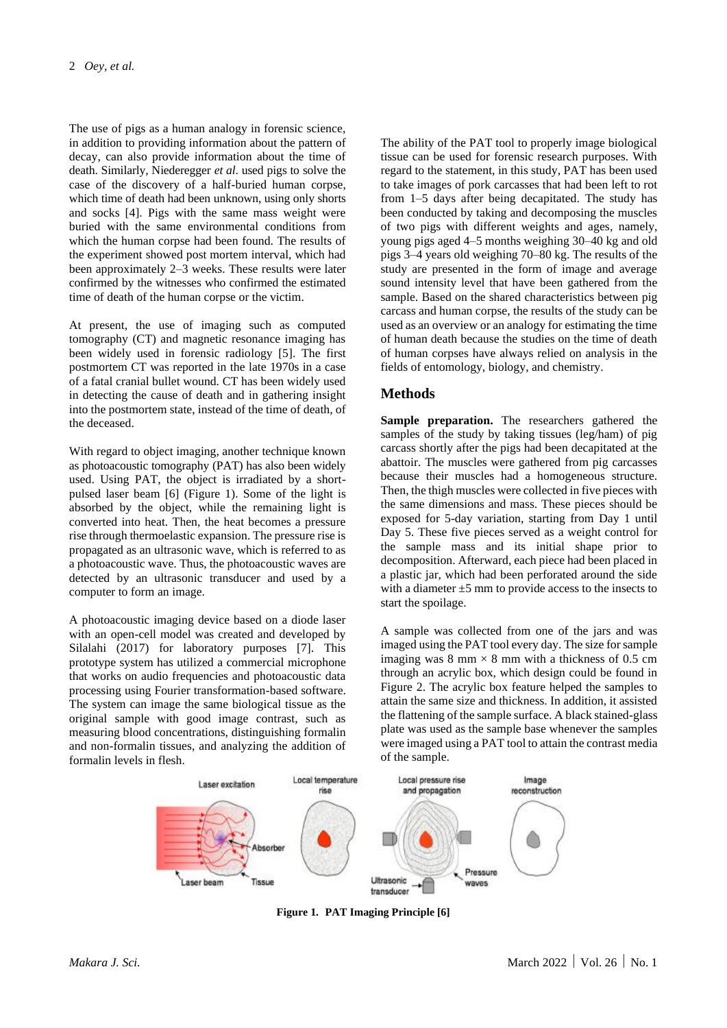The use of pigs as a human analogy in forensic science, in addition to providing information about the pattern of decay, can also provide information about the time of death. Similarly, Niederegger *et al*. used pigs to solve the case of the discovery of a half-buried human corpse, which time of death had been unknown, using only shorts and socks [4]. Pigs with the same mass weight were buried with the same environmental conditions from which the human corpse had been found. The results of the experiment showed post mortem interval, which had been approximately 2–3 weeks. These results were later confirmed by the witnesses who confirmed the estimated time of death of the human corpse or the victim.

At present, the use of imaging such as computed tomography (CT) and magnetic resonance imaging has been widely used in forensic radiology [5]. The first postmortem CT was reported in the late 1970s in a case of a fatal cranial bullet wound. CT has been widely used in detecting the cause of death and in gathering insight into the postmortem state, instead of the time of death, of the deceased.

With regard to object imaging, another technique known as photoacoustic tomography (PAT) has also been widely used. Using PAT, the object is irradiated by a short-pulsed laser beam [6] (Figure 1). Some of the light is absorbed by the object, while the remaining light is converted into heat. Then, the heat becomes a pressure rise through thermoelastic expansion. The pressure rise is propagated as an ultrasonic wave, which is referred to as a photoacoustic wave. Thus, the photoacoustic waves are detected by an ultrasonic transducer and used by a computer to form an image.

A photoacoustic imaging device based on a diode laser with an open-cell model was created and developed by Silalahi (2017) for laboratory purposes [7]. This prototype system has utilized a commercial microphone that works on audio frequencies and photoacoustic data processing using Fourier transformation-based software. The system can image the same biological tissue as the original sample with good image contrast, such as measuring blood concentrations, distinguishing formalin and non-formalin tissues, and analyzing the addition of formalin levels in flesh.

The ability of the PAT tool to properly image biological tissue can be used for forensic research purposes. With regard to the statement, in this study, PAT has been used to take images of pork carcasses that had been left to rot from 1–5 days after being decapitated. The study has been conducted by taking and decomposing the muscles of two pigs with different weights and ages, namely, young pigs aged 4–5 months weighing 30–40 kg and old pigs 3–4 years old weighing 70–80 kg. The results of the study are presented in the form of image and average sound intensity level that have been gathered from the sample. Based on the shared characteristics between pig carcass and human corpse, the results of the study can be used as an overview or an analogy for estimating the time of human death because the studies on the time of death of human corpses have always relied on analysis in the fields of entomology, biology, and chemistry.

## Methods

**Sample preparation.** The researchers gathered the samples of the study by taking tissues (leg/ham) of pig carcass shortly after the pigs had been decapitated at the abattoir. The muscles were gathered from pig carcasses because their muscles had a homogeneous structure. Then, the thigh muscles were collected in five pieces with the same dimensions and mass. These pieces should be exposed for 5-day variation, starting from Day 1 until Day 5. These five pieces served as a weight control for the sample mass and its initial shape prior to decomposition. Afterward, each piece had been placed in a plastic jar, which had been perforated around the side with a diameter ±5 mm to provide access to the insects to start the spoilage.

A sample was collected from one of the jars and was imaged using the PAT tool every day. The size for sample imaging was 8 mm × 8 mm with a thickness of 0.5 cm through an acrylic box, which design could be found in Figure 2. The acrylic box feature helped the samples to attain the same size and thickness. In addition, it assisted the flattening of the sample surface. A black stained-glass plate was used as the sample base whenever the samples were imaged using a PAT tool to attain the contrast media of the sample.

Laser excitation
Local temperature rise
Local pressure rise and propagation
Image reconstruction
Absorber
Laser beam
Tissue
Ultrasonic transducer
Pressure waves

**Figure 1. PAT Imaging Principle [6]**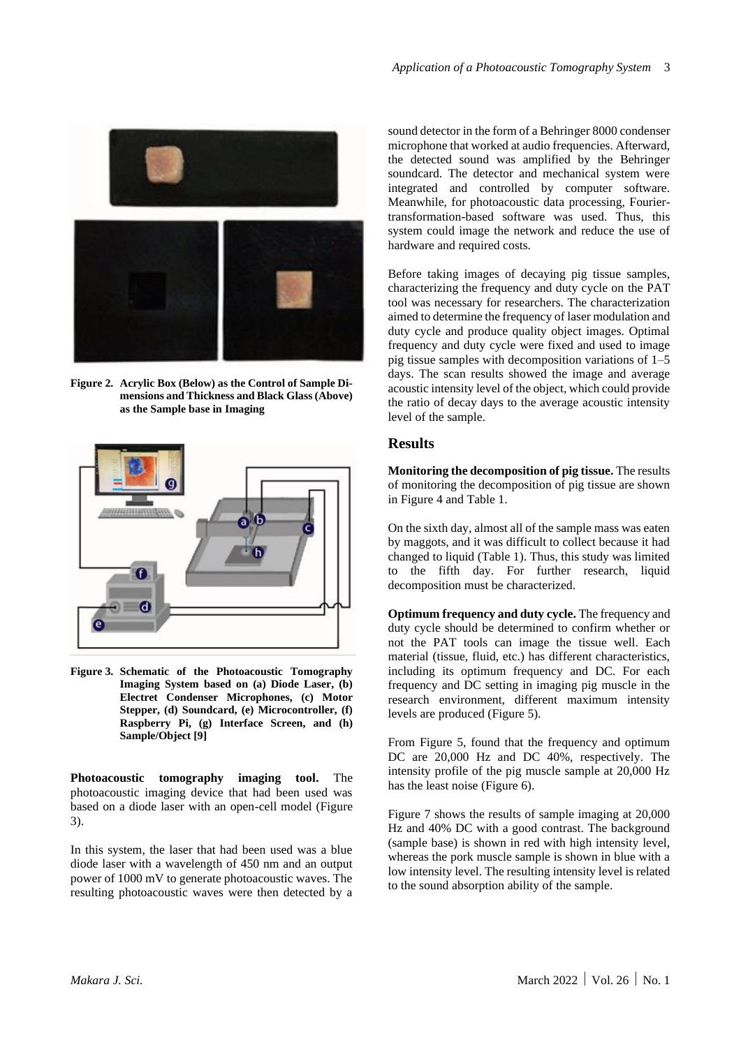Figure 2. Acrylic Box (Below) as the Control of Sample Dimensions and Thickness and Black Glass (Above) as the Sample base in Imaging

Figure 3. Schematic of the Photoacoustic Tomography Imaging System based on (a) Diode Laser, (b) Electret Condenser Microphones, (c) Motor Stepper, (d) Soundcard, (e) Microcontroller, (f) Raspberry Pi, (g) Interface Screen, and (h) Sample/Object [9]

**Photoacoustic tomography imaging tool.** The photoacoustic imaging device that had been used was based on a diode laser with an open-cell model (Figure 3).

In this system, the laser that had been used was a blue diode laser with a wavelength of 450 nm and an output power of 1000 mV to generate photoacoustic waves. The resulting photoacoustic waves were then detected by a sound detector in the form of a Behringer 8000 condenser microphone that worked at audio frequencies. Afterward, the detected sound was amplified by the Behringer soundcard. The detector and mechanical system were integrated and controlled by computer software. Meanwhile, for photoacoustic data processing, Fourier-transformation-based software was used. Thus, this system could image the network and reduce the use of hardware and required costs.

Before taking images of decaying pig tissue samples, characterizing the frequency and duty cycle on the PAT tool was necessary for researchers. The characterization aimed to determine the frequency of laser modulation and duty cycle and produce quality object images. Optimal frequency and duty cycle were fixed and used to image pig tissue samples with decomposition variations of 1–5 days. The scan results showed the image and average acoustic intensity level of the object, which could provide the ratio of decay days to the average acoustic intensity level of the sample.

## Results

**Monitoring the decomposition of pig tissue.** The results of monitoring the decomposition of pig tissue are shown in Figure 4 and Table 1.

On the sixth day, almost all of the sample mass was eaten by maggots, and it was difficult to collect because it had changed to liquid (Table 1). Thus, this study was limited to the fifth day. For further research, liquid decomposition must be characterized.

**Optimum frequency and duty cycle.** The frequency and duty cycle should be determined to confirm whether or not the PAT tools can image the tissue well. Each material (tissue, fluid, etc.) has different characteristics, including its optimum frequency and DC. For each frequency and DC setting in imaging pig muscle in the research environment, different maximum intensity levels are produced (Figure 5).

From Figure 5, found that the frequency and optimum DC are 20,000 Hz and DC 40%, respectively. The intensity profile of the pig muscle sample at 20,000 Hz has the least noise (Figure 6).

Figure 7 shows the results of sample imaging at 20,000 Hz and 40% DC with a good contrast. The background (sample base) is shown in red with high intensity level, whereas the pork muscle sample is shown in blue with a low intensity level. The resulting intensity level is related to the sound absorption ability of the sample.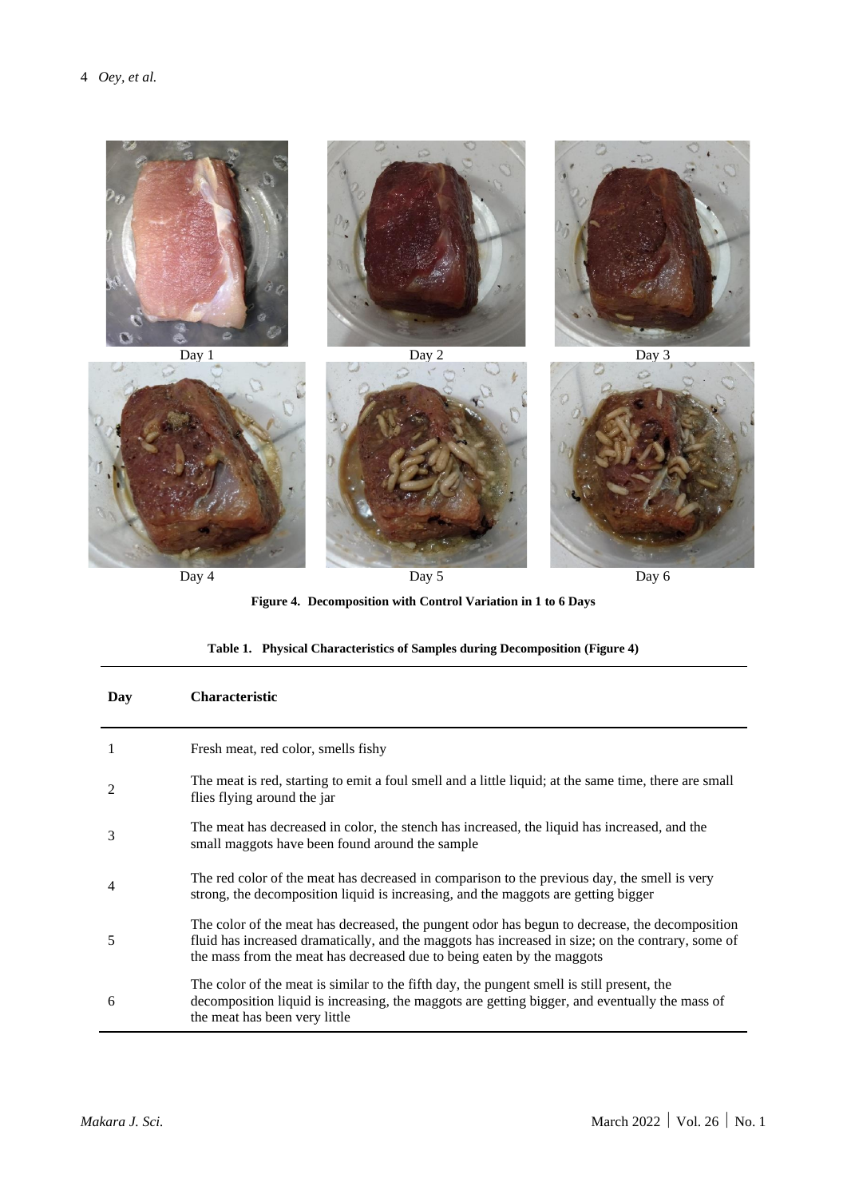Day 1

Day 2

Day 3

Day 4

Day 5

Day 6

**Figure 4. Decomposition with Control Variation in 1 to 6 Days**

**Table 1. Physical Characteristics of Samples during Decomposition (Figure 4)**

| Day | Characteristic |
|---|---|
| 1 | Fresh meat, red color, smells fishy |
| 2 | The meat is red, starting to emit a foul smell and a little liquid; at the same time, there are small flies flying around the jar |
| 3 | The meat has decreased in color, the stench has increased, the liquid has increased, and the small maggots have been found around the sample |
| 4 | The red color of the meat has decreased in comparison to the previous day, the smell is very strong, the decomposition liquid is increasing, and the maggots are getting bigger |
| 5 | The color of the meat has decreased, the pungent odor has begun to decrease, the decomposition fluid has increased dramatically, and the maggots has increased in size; on the contrary, some of the mass from the meat has decreased due to being eaten by the maggots |
| 6 | The color of the meat is similar to the fifth day, the pungent smell is still present, the decomposition liquid is increasing, the maggots are getting bigger, and eventually the mass of the meat has been very little |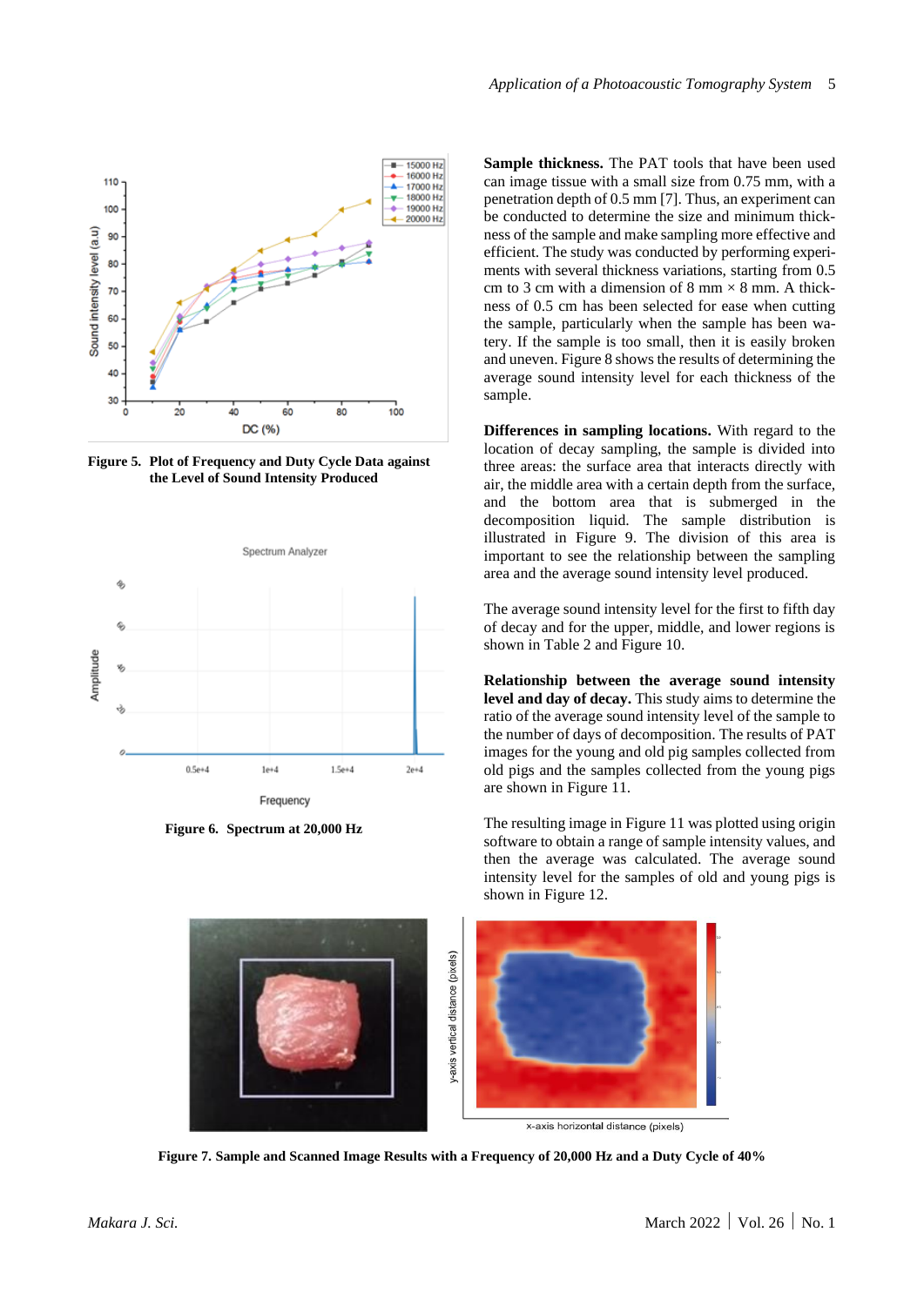Sound intensity level (a.u)

110
100
90
80
70
60
50
40
30

0 20 40 60 80 100

DC (%)

15000 Hz
16000 Hz
17000 Hz
18000 Hz
19000 Hz
20000 Hz

**Figure 5. Plot of Frequency and Duty Cycle Data against the Level of Sound Intensity Produced**

Spectrum Analyzer

Amplitude

Frequency

0.5e+4 1e+4 1.5e+4 2e+4

**Figure 6. Spectrum at 20,000 Hz**

**Sample thickness.** The PAT tools that have been used can image tissue with a small size from 0.75 mm, with a penetration depth of 0.5 mm [7]. Thus, an experiment can be conducted to determine the size and minimum thickness of the sample and make sampling more effective and efficient. The study was conducted by performing experiments with several thickness variations, starting from 0.5 cm to 3 cm with a dimension of 8 mm × 8 mm. A thickness of 0.5 cm has been selected for ease when cutting the sample, particularly when the sample has been watery. If the sample is too small, then it is easily broken and uneven. Figure 8 shows the results of determining the average sound intensity level for each thickness of the sample.

**Differences in sampling locations.** With regard to the location of decay sampling, the sample is divided into three areas: the surface area that interacts directly with air, the middle area with a certain depth from the surface, and the bottom area that is submerged in the decomposition liquid. The sample distribution is illustrated in Figure 9. The division of this area is important to see the relationship between the sampling area and the average sound intensity level produced.

The average sound intensity level for the first to fifth day of decay and for the upper, middle, and lower regions is shown in Table 2 and Figure 10.

**Relationship between the average sound intensity level and day of decay.** This study aims to determine the ratio of the average sound intensity level of the sample to the number of days of decomposition. The results of PAT images for the young and old pig samples collected from old pigs and the samples collected from the young pigs are shown in Figure 11.

The resulting image in Figure 11 was plotted using origin software to obtain a range of sample intensity values, and then the average sound intensity level for the samples of old and young pigs is shown in Figure 12.

y-axis vertical distance (pixels)

x-axis horizontal distance (pixels)

**Figure 7. Sample and Scanned Image Results with a Frequency of 20,000 Hz and a Duty Cycle of 40%**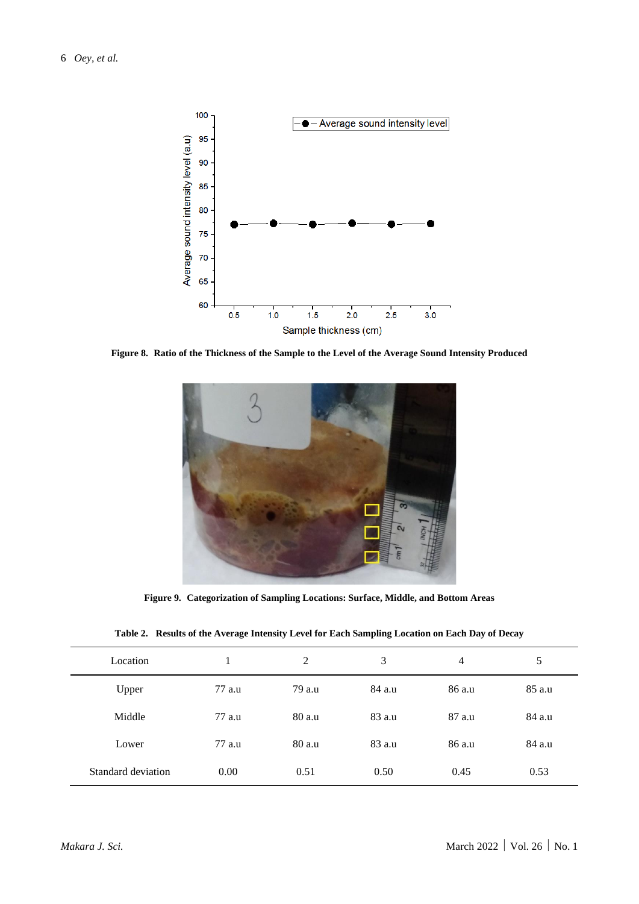100
95
90
85
80
75
70
65
60

Average sound intensity level (a.u)

0.5
1.0
1.5
2.0
2.5
3.0

Sample thickness (cm)

Average sound intensity level

**Figure 8. Ratio of the Thickness of the Sample to the Level of the Average Sound Intensity Produced**

**Figure 9. Categorization of Sampling Locations: Surface, Middle, and Bottom Areas**

**Table 2. Results of the Average Intensity Level for Each Sampling Location on Each Day of Decay**

| Location | 1 | 2 | 3 | 4 | 5 |
|---|---|---|---|---|---|
| Upper | 77 a.u | 79 a.u | 84 a.u | 86 a.u | 85 a.u |
| Middle | 77 a.u | 80 a.u | 83 a.u | 87 a.u | 84 a.u |
| Lower | 77 a.u | 80 a.u | 83 a.u | 86 a.u | 84 a.u |
| Standard deviation | 0.00 | 0.51 | 0.50 | 0.45 | 0.53 |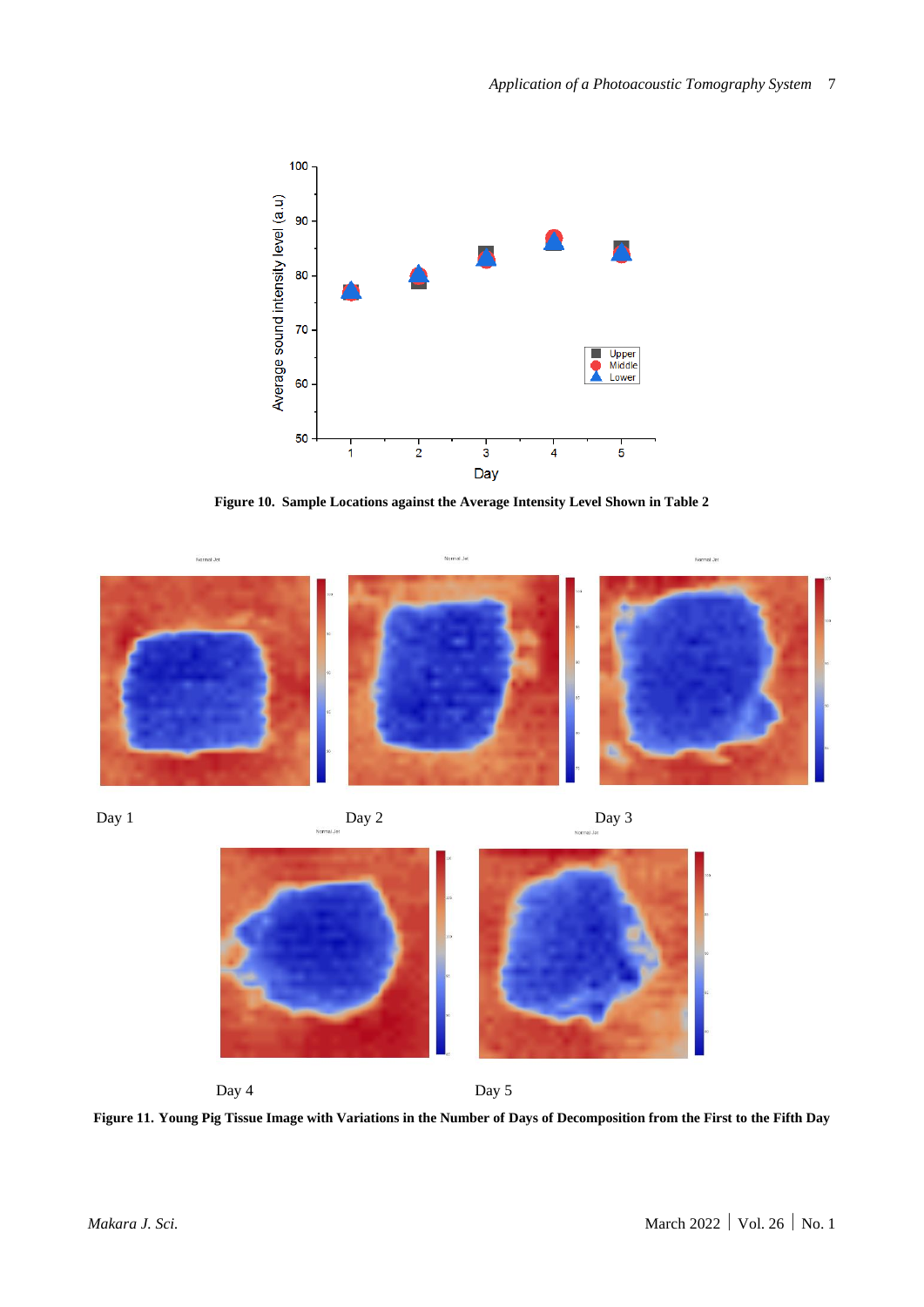Average sound intensity level (a.u)

100
90
80
70
60
50

1
2
3
4
5

Day

Upper
Middle
Lower

**Figure 10. Sample Locations against the Average Intensity Level Shown in Table 2**

Day 1

Day 2

Day 3

Day 4

Day 5

**Figure 11. Young Pig Tissue Image with Variations in the Number of Days of Decomposition from the First to the Fifth Day**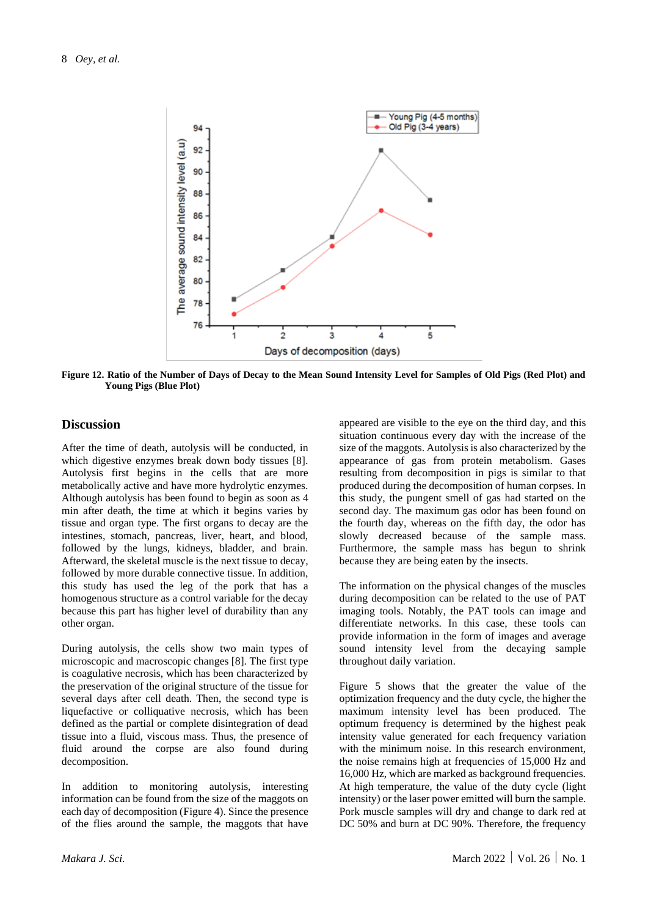Young Pig (4-5 months)
Old Pig (3-4 years)

The average sound intensity level (a.u)

94
92
90
88
86
84
82
80
78
76

1
2
3
4
5

Days of decomposition (days)

**Figure 12. Ratio of the Number of Days of Decay to the Mean Sound Intensity Level for Samples of Old Pigs (Red Plot) and Young Pigs (Blue Plot)**

## Discussion

After the time of death, autolysis will be conducted, in which digestive enzymes break down body tissues [8]. Autolysis first begins in the cells that are more metabolically active and have more hydrolytic enzymes. Although autolysis has been found to begin as soon as 4 min after death, the time at which it begins varies by tissue and organ type. The first organs to decay are the intestines, stomach, pancreas, liver, heart, and blood, followed by the lungs, kidneys, bladder, and brain. Afterward, the skeletal muscle is the next tissue to decay, followed by more durable connective tissue. In addition, this study has used the leg of the pork that has a homogenous structure as a control variable for the decay because this part has higher level of durability than any other organ.

During autolysis, the cells show two main types of microscopic and macroscopic changes [8]. The first type is coagulative necrosis, which has been characterized by the preservation of the original structure of the tissue for several days after cell death. Then, the second type is liquefactive or colliquative necrosis, which has been defined as the partial or complete disintegration of dead tissue into a fluid, viscous mass. Thus, the presence of fluid around the corpse are also found during decomposition.

In addition to monitoring autolysis, interesting information can be found from the size of the maggots on each day of decomposition (Figure 4). Since the presence of the flies around the sample, the maggots that have appeared are visible to the eye on the third day, and this situation continuous every day with the increase of the size of the maggots. Autolysis is also characterized by the appearance of gas from protein metabolism. Gases resulting from decomposition in pigs is similar to that produced during the decomposition of human corpses. In this study, the pungent smell of gas had started on the second day. The maximum gas odor has been found on the fourth day, whereas on the fifth day, the odor has slowly decreased because of the sample mass. Furthermore, the sample mass has begun to shrink because they are being eaten by the insects.

The information on the physical changes of the muscles during decomposition can be related to the use of PAT imaging tools. Notably, the PAT tools can image and differentiate networks. In this case, these tools can provide information in the form of images and average sound intensity level from the decaying sample throughout daily variation.

Figure 5 shows that the greater the value of the optimization frequency and the duty cycle, the higher the maximum intensity level has been produced. The optimum frequency is determined by the highest peak intensity value generated for each frequency variation with the minimum noise. In this research environment, the noise remains high at frequencies of 15,000 Hz and 16,000 Hz, which are marked as background frequencies. At high temperature, the value of the duty cycle (light intensity) or the laser power emitted will burn the sample. Pork muscle samples will dry and change to dark red at DC 50% and burn at DC 90%. Therefore, the frequency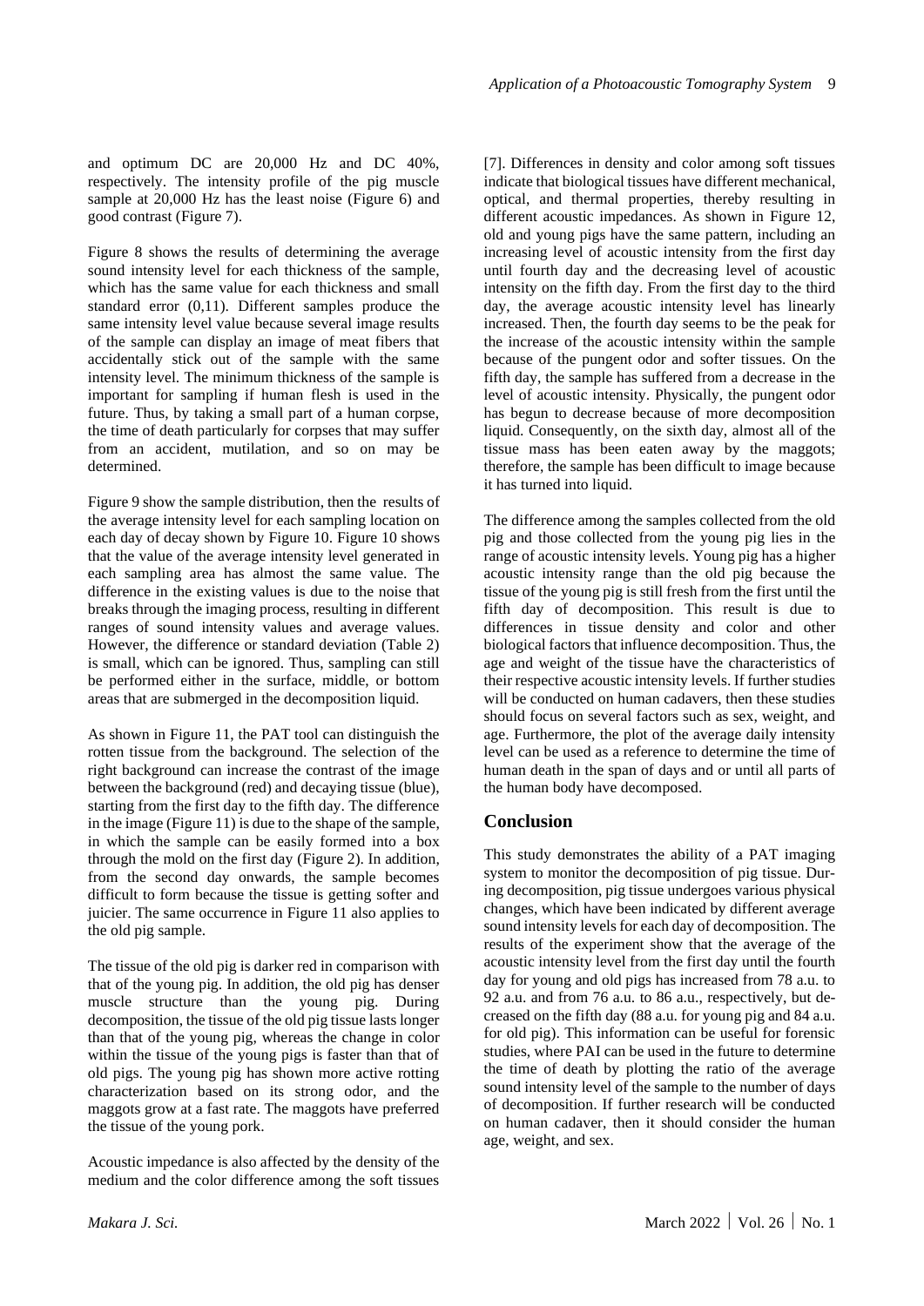and optimum DC are 20,000 Hz and DC 40%, respectively. The intensity profile of the pig muscle sample at 20,000 Hz has the least noise (Figure 6) and good contrast (Figure 7).

Figure 8 shows the results of determining the average sound intensity level for each thickness of the sample, which has the same value for each thickness and small standard error (0,11). Different samples produce the same intensity level value because several image results of the sample can display an image of meat fibers that accidentally stick out of the sample with the same intensity level. The minimum thickness of the sample is important for sampling if human flesh is used in the future. Thus, by taking a small part of a human corpse, the time of death particularly for corpses that may suffer from an accident, mutilation, and so on may be determined.

Figure 9 show the sample distribution, then the results of the average intensity level for each sampling location on each day of decay shown by Figure 10. Figure 10 shows that the value of the average intensity level generated in each sampling area has almost the same value. The difference in the existing values is due to the noise that breaks through the imaging process, resulting in different ranges of sound intensity values and average values. However, the difference or standard deviation (Table 2) is small, which can be ignored. Thus, sampling can still be performed either in the surface, middle, or bottom areas that are submerged in the decomposition liquid.

As shown in Figure 11, the PAT tool can distinguish the rotten tissue from the background. The selection of the right background can increase the contrast of the image between the background (red) and decaying tissue (blue), starting from the first day to the fifth day. The difference in the image (Figure 11) is due to the shape of the sample, in which the sample can be easily formed into a box through the mold on the first day (Figure 2). In addition, from the second day onwards, the sample becomes difficult to form because the tissue is getting softer and juicier. The same occurrence in Figure 11 also applies to the old pig sample.

The tissue of the old pig is darker red in comparison with that of the young pig. In addition, the old pig has denser muscle structure than the young pig. During decomposition, the tissue of the old pig tissue lasts longer than that of the young pig, whereas the change in color within the tissue of the young pigs is faster than that of old pigs. The young pig has shown more active rotting characterization based on its strong odor, and the maggots grow at a fast rate. The maggots have preferred the tissue of the young pork.

Acoustic impedance is also affected by the density of the medium and the color difference among the soft tissues [7]. Differences in density and color among soft tissues indicate that biological tissues have different mechanical, optical, and thermal properties, thereby resulting in different acoustic impedances. As shown in Figure 12, old and young pigs have the same pattern, including an increasing level of acoustic intensity from the first day until fourth day and the decreasing level of acoustic intensity on the fifth day. From the first day to the third day, the average acoustic intensity level has linearly increased. Then, the fourth day seems to be the peak for the increase of the acoustic intensity within the sample because of the pungent odor and softer tissues. On the fifth day, the sample has suffered from a decrease in the level of acoustic intensity. Physically, the pungent odor has begun to decrease because of more decomposition liquid. Consequently, on the sixth day, almost all of the tissue mass has been eaten away by the maggots; therefore, the sample has been difficult to image because it has turned into liquid.

The difference among the samples collected from the old pig and those collected from the young pig lies in the range of acoustic intensity levels. Young pig has a higher acoustic intensity range than the old pig because the tissue of the young pig is still fresh from the first until the fifth day of decomposition. This result is due to differences in tissue density and color and other biological factors that influence decomposition. Thus, the age and weight of the tissue have the characteristics of their respective acoustic intensity levels. If further studies will be conducted on human cadavers, then these studies should focus on several factors such as sex, weight, and age. Furthermore, the plot of the average daily intensity level can be used as a reference to determine the time of human death in the span of days and or until all parts of the human body have decomposed.

## Conclusion

This study demonstrates the ability of a PAT imaging system to monitor the decomposition of pig tissue. During decomposition, pig tissue undergoes various physical changes, which have been indicated by different average sound intensity levels for each day of decomposition. The results of the experiment show that the average of the acoustic intensity level from the first day until the fourth day for young and old pigs has increased from 78 a.u. to 92 a.u. and from 76 a.u. to 86 a.u., respectively, but decreased on the fifth day (88 a.u. for young pig and 84 a.u. for old pig). This information can be useful for forensic studies, where PAI can be used in the future to determine the time of death by plotting the ratio of the average sound intensity level of the sample to the number of days of decomposition. If further research will be conducted on human cadaver, then it should consider the human age, weight, and sex.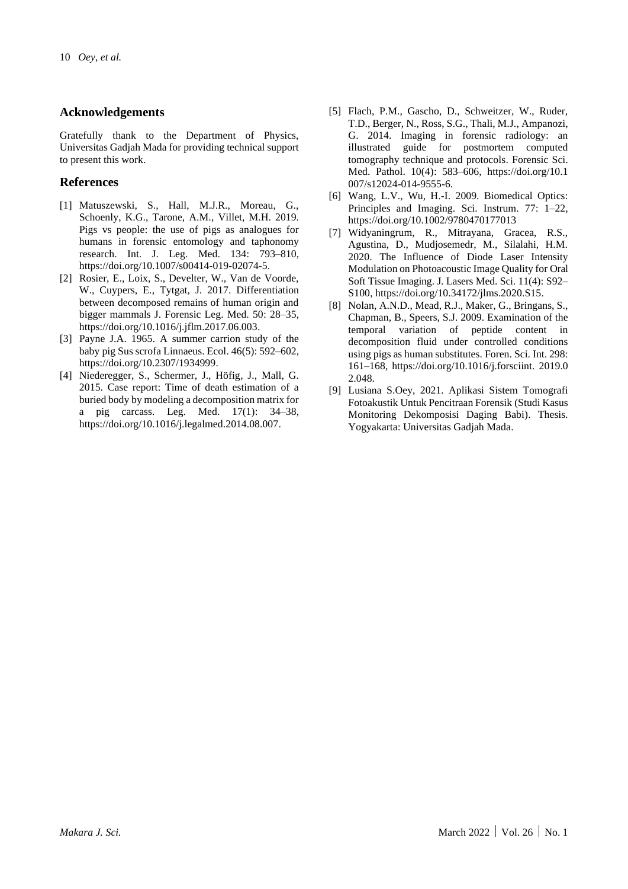## Acknowledgements

Gratefully thank to the Department of Physics, Universitas Gadjah Mada for providing technical support to present this work.

## References

[1] Matuszewski, S., Hall, M.J.R., Moreau, G., Schoenly, K.G., Tarone, A.M., Villet, M.H. 2019. Pigs vs people: the use of pigs as analogues for humans in forensic entomology and taphonomy research. Int. J. Leg. Med. 134: 793–810, https://doi.org/10.1007/s00414-019-02074-5.

[2] Rosier, E., Loix, S., Develter, W., Van de Voorde, W., Cuypers, E., Tytgat, J. 2017. Differentiation between decomposed remains of human origin and bigger mammals J. Forensic Leg. Med. 50: 28–35, https://doi.org/10.1016/j.jflm.2017.06.003.

[3] Payne J.A. 1965. A summer carrion study of the baby pig Sus scrofa Linnaeus. Ecol. 46(5): 592–602, https://doi.org/10.2307/1934999.

[4] Niederegger, S., Schermer, J., Höfig, J., Mall, G. 2015. Case report: Time of death estimation of a buried body by modeling a decomposition matrix for a pig carcass. Leg. Med. 17(1): 34–38, https://doi.org/10.1016/j.legalmed.2014.08.007.

[5] Flach, P.M., Gascho, D., Schweitzer, W., Ruder, T.D., Berger, N., Ross, S.G., Thali, M.J., Ampanozi, G. 2014. Imaging in forensic radiology: an illustrated guide for postmortem computed tomography technique and protocols. Forensic Sci. Med. Pathol. 10(4): 583–606, https://doi.org/10.1007/s12024-014-9555-6.

[6] Wang, L.V., Wu, H.-I. 2009. Biomedical Optics: Principles and Imaging. Sci. Instrum. 77: 1–22, https://doi.org/10.1002/9780470177013

[7] Widyaningrum, R., Mitrayana, Gracea, R.S., Agustina, D., Mudjosemedr, M., Silalahi, H.M. 2020. The Influence of Diode Laser Intensity Modulation on Photoacoustic Image Quality for Oral Soft Tissue Imaging. J. Lasers Med. Sci. 11(4): S92–S100, https://doi.org/10.34172/jlms.2020.S15.

[8] Nolan, A.N.D., Mead, R.J., Maker, G., Bringans, S., Chapman, B., Speers, S.J. 2009. Examination of the temporal variation of peptide content in decomposition fluid under controlled conditions using pigs as human substitutes. Foren. Sci. Int. 298: 161–168, https://doi.org/10.1016/j.forsciint. 2019.02.048.

[9] Lusiana S.Oey, 2021. Aplikasi Sistem Tomografi Fotoakustik Untuk Pencitraan Forensik (Studi Kasus Monitoring Dekomposisi Daging Babi). Thesis. Yogyakarta: Universitas Gadjah Mada.